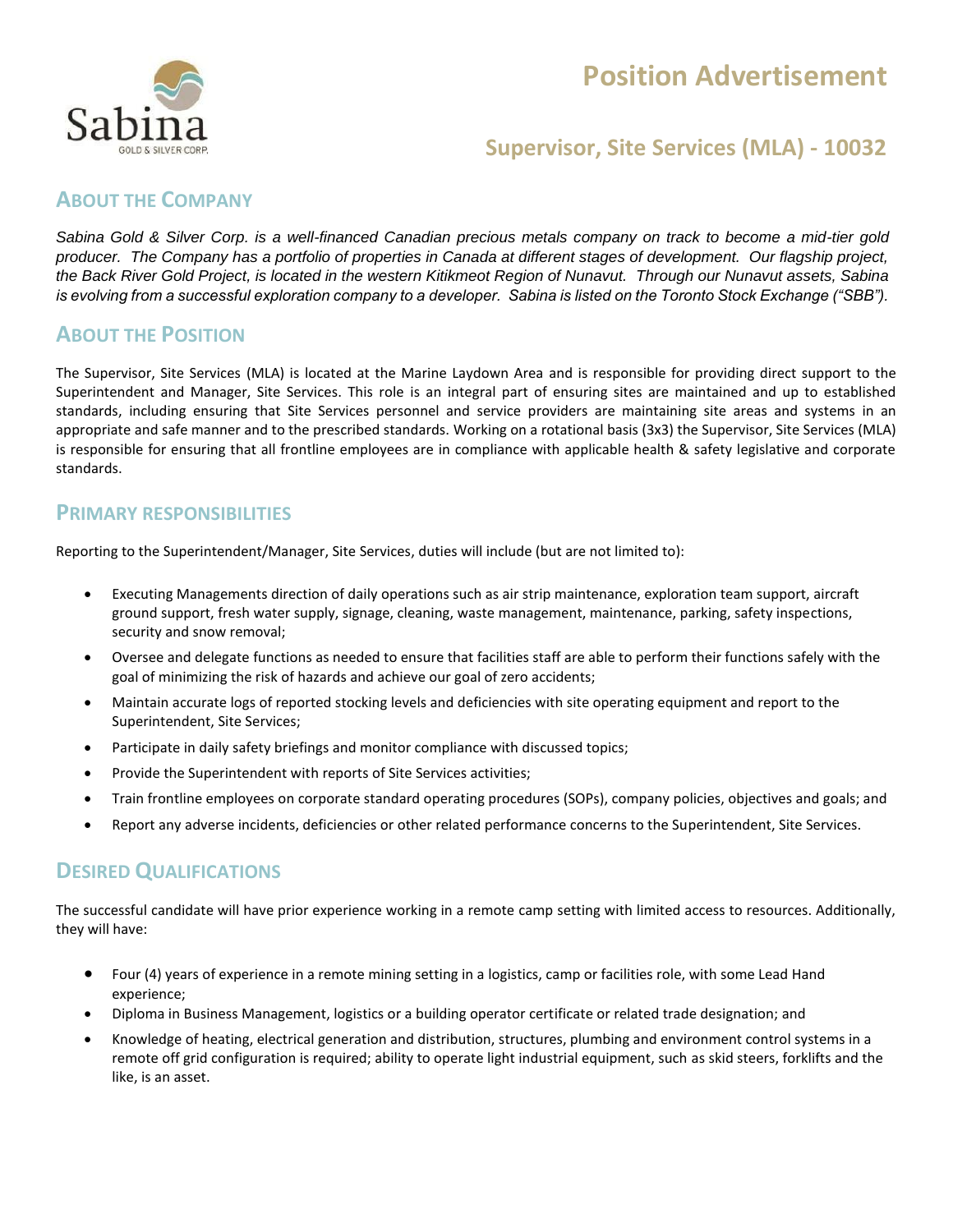# Position Advertisement

## Supervisor, Site Services (MLA) - 10032

## About the Company

*Sabina Gold & Silver Corp. is a well-financed Canadian precious metals company on track to become a mid-tier gold producer. The Company has a portfolio of properties in Canada at different stages of development. Our flagship project, the Back River Gold Project, is located in the western Kitikmeot Region of Nunavut. Through our Nunavut assets, Sabina is evolving from a successful exploration company to a developer. Sabina is listed on the Toronto Stock Exchange ("SBB").*

## About the Position

The Supervisor, Site Services (MLA) is located at the Marine Laydown Area and is responsible for providing direct support to the Superintendent and Manager, Site Services. This role is an integral part of ensuring sites are maintained and up to established standards, including ensuring that Site Services personnel and service providers are maintaining site areas and systems in an appropriate and safe manner and to the prescribed standards. Working on a rotational basis (3x3) the Supervisor, Site Services (MLA) is responsible for ensuring that all frontline employees are in compliance with applicable health & safety legislative and corporate standards.

## Primary Responsibilities

Reporting to the Superintendent/Manager, Site Services, duties will include (but are not limited to):

- Executing Managements direction of daily operations such as air strip maintenance, exploration team support, aircraft ground support, fresh water supply, signage, cleaning, waste management, maintenance, parking, safety inspections, security and snow removal;
- Oversee and delegate functions as needed to ensure that facilities staff are able to perform their functions safely with the goal of minimizing the risk of hazards and achieve our goal of zero accidents;
- Maintain accurate logs of reported stocking levels and deficiencies with site operating equipment and report to the Superintendent, Site Services;
- Participate in daily safety briefings and monitor compliance with discussed topics;
- Provide the Superintendent with reports of Site Services activities;
- Train frontline employees on corporate standard operating procedures (SOPs), company policies, objectives and goals; and
- Report any adverse incidents, deficiencies or other related performance concerns to the Superintendent, Site Services.

## Desired Qualifications

The successful candidate will have prior experience working in a remote camp setting with limited access to resources. Additionally, they will have:

- Four (4) years of experience in a remote mining setting in a logistics, camp or facilities role, with some Lead Hand experience;
- Diploma in Business Management, logistics or a building operator certificate or related trade designation; and
- Knowledge of heating, electrical generation and distribution, structures, plumbing and environment control systems in a remote off grid configuration is required; ability to operate light industrial equipment, such as skid steers, forklifts and the like, is an asset.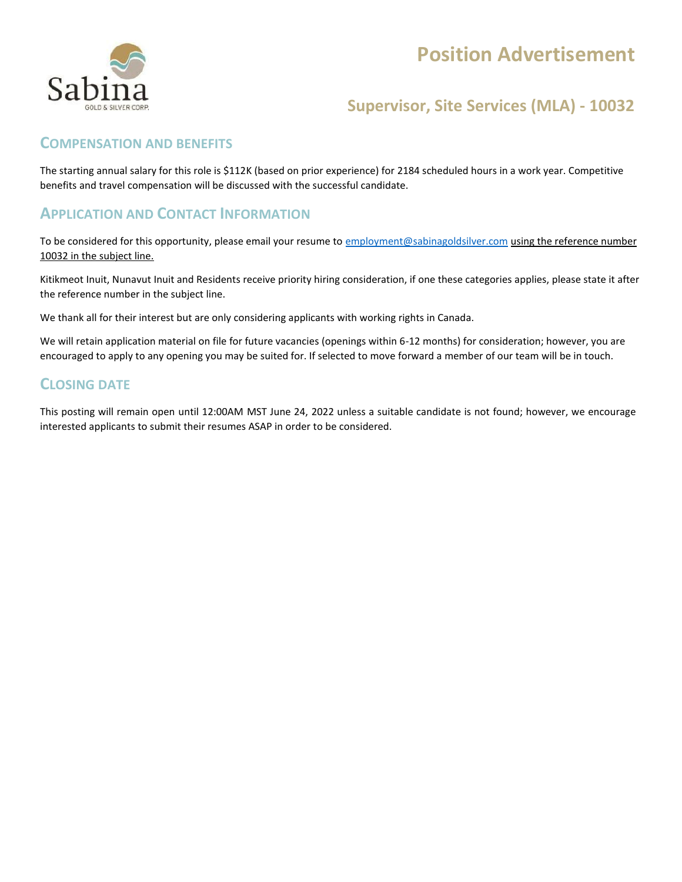# Position Advertisement

## Supervisor, Site Services (MLA) - 10032

## Compensation and Benefits

The starting annual salary for this role is $112K (based on prior experience) for 2184 scheduled hours in a work year. Competitive benefits and travel compensation will be discussed with the successful candidate.

## Application and Contact Information

To be considered for this opportunity, please email your resume to employment@sabinagoldsilver.com using the reference number 10032 in the subject line.

Kitikmeot Inuit, Nunavut Inuit and Residents receive priority hiring consideration, if one these categories applies, please state it after the reference number in the subject line.

We thank all for their interest but are only considering applicants with working rights in Canada.

We will retain application material on file for future vacancies (openings within 6-12 months) for consideration; however, you are encouraged to apply to any opening you may be suited for. If selected to move forward a member of our team will be in touch.

## Closing Date

This posting will remain open until 12:00AM MST June 24, 2022 unless a suitable candidate is not found; however, we encourage interested applicants to submit their resumes ASAP in order to be considered.